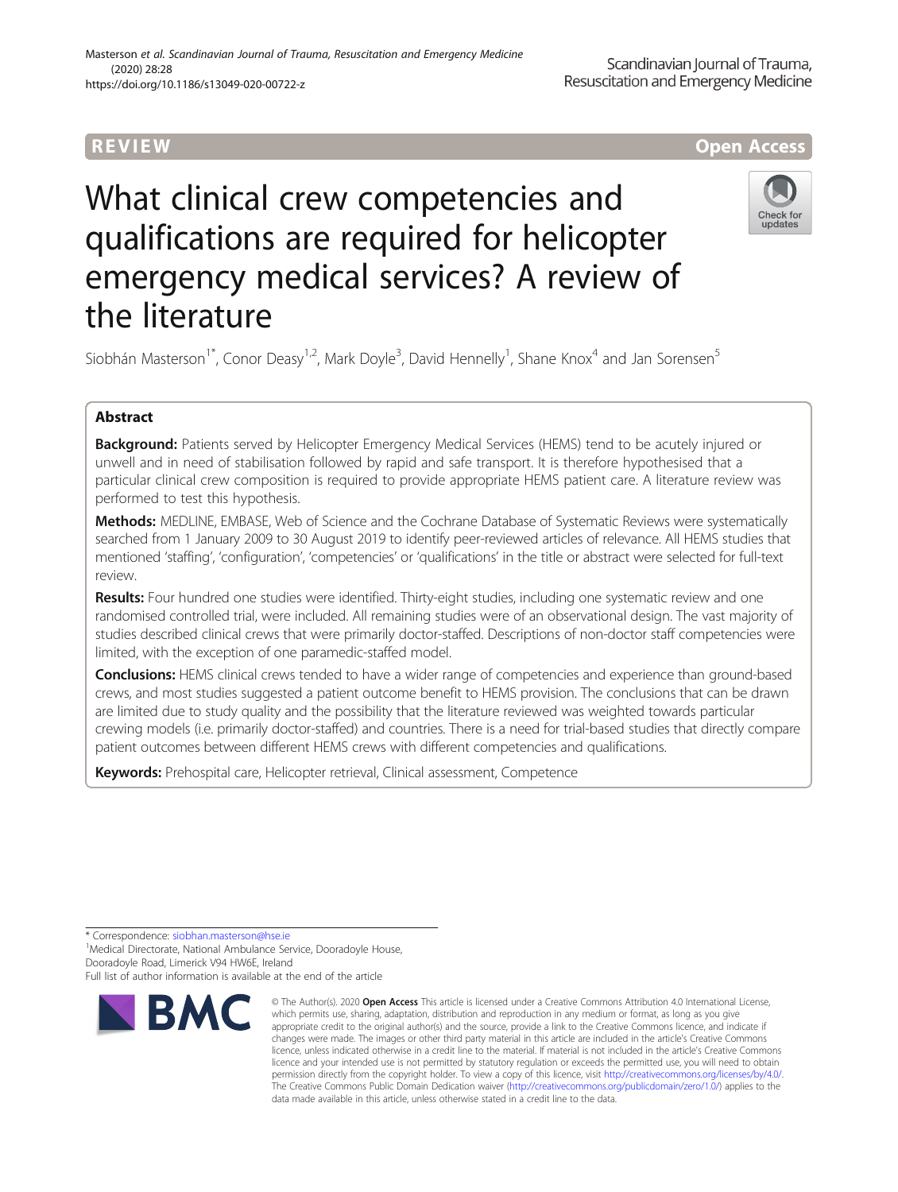REVIEW

Open Access

# What clinical crew competencies and qualifications are required for helicopter emergency medical services? A review of the literature

Siobhán Masterson[1*], Conor Deasy[1,2], Mark Doyle[3], David Hennelly[1], Shane Knox[4] and Jan Sorensen[5]

## Abstract

**Background:** Patients served by Helicopter Emergency Medical Services (HEMS) tend to be acutely injured or unwell and in need of stabilisation followed by rapid and safe transport. It is therefore hypothesised that a particular clinical crew composition is required to provide appropriate HEMS patient care. A literature review was performed to test this hypothesis.

**Methods:** MEDLINE, EMBASE, Web of Science and the Cochrane Database of Systematic Reviews were systematically searched from 1 January 2009 to 30 August 2019 to identify peer-reviewed articles of relevance. All HEMS studies that mentioned 'staffing', 'configuration', 'competencies' or 'qualifications' in the title or abstract were selected for full-text review.

**Results:** Four hundred one studies were identified. Thirty-eight studies, including one systematic review and one randomised controlled trial, were included. All remaining studies were of an observational design. The vast majority of studies described clinical crews that were primarily doctor-staffed. Descriptions of non-doctor staff competencies were limited, with the exception of one paramedic-staffed model.

**Conclusions:** HEMS clinical crews tended to have a wider range of competencies and experience than ground-based crews, and most studies suggested a patient outcome benefit to HEMS provision. The conclusions that can be drawn are limited due to study quality and the possibility that the literature reviewed was weighted towards particular crewing models (i.e. primarily doctor-staffed) and countries. There is a need for trial-based studies that directly compare patient outcomes between different HEMS crews with different competencies and qualifications.

**Keywords:** Prehospital care, Helicopter retrieval, Clinical assessment, Competence

\* Correspondence: siobhan.masterson@hse.ie
[1]Medical Directorate, National Ambulance Service, Dooradoyle House, Dooradoyle Road, Limerick V94 HW6E, Ireland
Full list of author information is available at the end of the article

© The Author(s). 2020 **Open Access** This article is licensed under a Creative Commons Attribution 4.0 International License, which permits use, sharing, adaptation, distribution and reproduction in any medium or format, as long as you give appropriate credit to the original author(s) and the source, provide a link to the Creative Commons licence, and indicate if changes were made. The images or other third party material in this article are included in the article's Creative Commons licence, unless indicated otherwise in a credit line to the material. If material is not included in the article's Creative Commons licence and your intended use is not permitted by statutory regulation or exceeds the permitted use, you will need to obtain permission directly from the copyright holder. To view a copy of this licence, visit http://creativecommons.org/licenses/by/4.0/. The Creative Commons Public Domain Dedication waiver (http://creativecommons.org/publicdomain/zero/1.0/) applies to the data made available in this article, unless otherwise stated in a credit line to the data.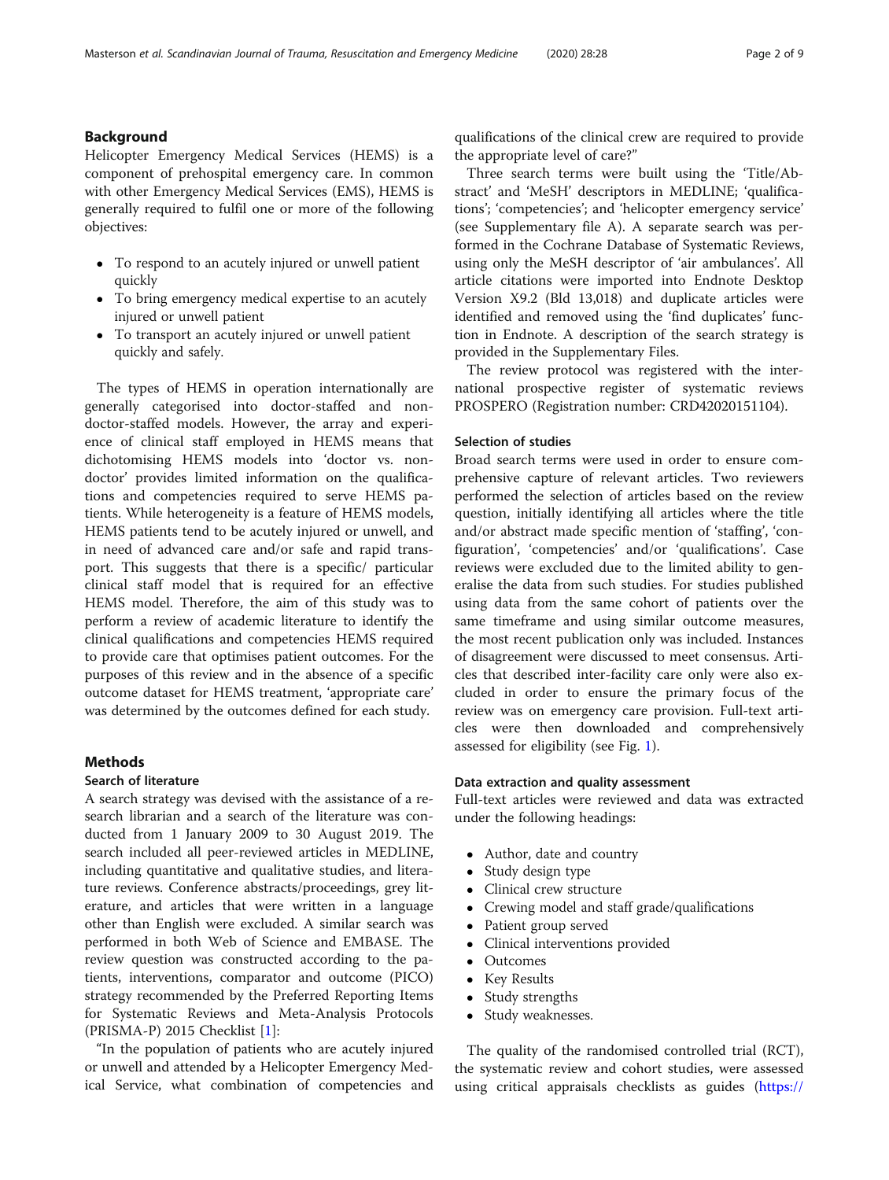## Background

Helicopter Emergency Medical Services (HEMS) is a component of prehospital emergency care. In common with other Emergency Medical Services (EMS), HEMS is generally required to fulfil one or more of the following objectives:

- To respond to an acutely injured or unwell patient quickly
- To bring emergency medical expertise to an acutely injured or unwell patient
- To transport an acutely injured or unwell patient quickly and safely.

The types of HEMS in operation internationally are generally categorised into doctor-staffed and non-doctor-staffed models. However, the array and experience of clinical staff employed in HEMS means that dichotomising HEMS models into 'doctor vs. non-doctor' provides limited information on the qualifications and competencies required to serve HEMS patients. While heterogeneity is a feature of HEMS models, HEMS patients tend to be acutely injured or unwell, and in need of advanced care and/or safe and rapid transport. This suggests that there is a specific/ particular clinical staff model that is required for an effective HEMS model. Therefore, the aim of this study was to perform a review of academic literature to identify the clinical qualifications and competencies HEMS required to provide care that optimises patient outcomes. For the purposes of this review and in the absence of a specific outcome dataset for HEMS treatment, 'appropriate care' was determined by the outcomes defined for each study.

## Methods

### Search of literature

A search strategy was devised with the assistance of a research librarian and a search of the literature was conducted from 1 January 2009 to 30 August 2019. The search included all peer-reviewed articles in MEDLINE, including quantitative and qualitative studies, and literature reviews. Conference abstracts/proceedings, grey literature, and articles that were written in a language other than English were excluded. A similar search was performed in both Web of Science and EMBASE. The review question was constructed according to the patients, interventions, comparator and outcome (PICO) strategy recommended by the Preferred Reporting Items for Systematic Reviews and Meta-Analysis Protocols (PRISMA-P) 2015 Checklist [1]:

"In the population of patients who are acutely injured or unwell and attended by a Helicopter Emergency Medical Service, what combination of competencies and qualifications of the clinical crew are required to provide the appropriate level of care?"

Three search terms were built using the 'Title/Abstract' and 'MeSH' descriptors in MEDLINE; 'qualifications'; 'competencies'; and 'helicopter emergency service' (see Supplementary file A). A separate search was performed in the Cochrane Database of Systematic Reviews, using only the MeSH descriptor of 'air ambulances'. All article citations were imported into Endnote Desktop Version X9.2 (Bld 13,018) and duplicate articles were identified and removed using the 'find duplicates' function in Endnote. A description of the search strategy is provided in the Supplementary Files.

The review protocol was registered with the international prospective register of systematic reviews PROSPERO (Registration number: CRD42020151104).

### Selection of studies

Broad search terms were used in order to ensure comprehensive capture of relevant articles. Two reviewers performed the selection of articles based on the review question, initially identifying all articles where the title and/or abstract made specific mention of 'staffing', 'configuration', 'competencies' and/or 'qualifications'. Case reviews were excluded due to the limited ability to generalise the data from such studies. For studies published using data from the same cohort of patients over the same timeframe and using similar outcome measures, the most recent publication only was included. Instances of disagreement were discussed to meet consensus. Articles that described inter-facility care only were also excluded in order to ensure the primary focus of the review was on emergency care provision. Full-text articles were then downloaded and comprehensively assessed for eligibility (see Fig. 1).

### Data extraction and quality assessment

Full-text articles were reviewed and data was extracted under the following headings:

- Author, date and country
- Study design type
- Clinical crew structure
- Crewing model and staff grade/qualifications
- Patient group served
- Clinical interventions provided
- Outcomes
- Key Results
- Study strengths
- Study weaknesses.

The quality of the randomised controlled trial (RCT), the systematic review and cohort studies, were assessed using critical appraisals checklists as guides (https://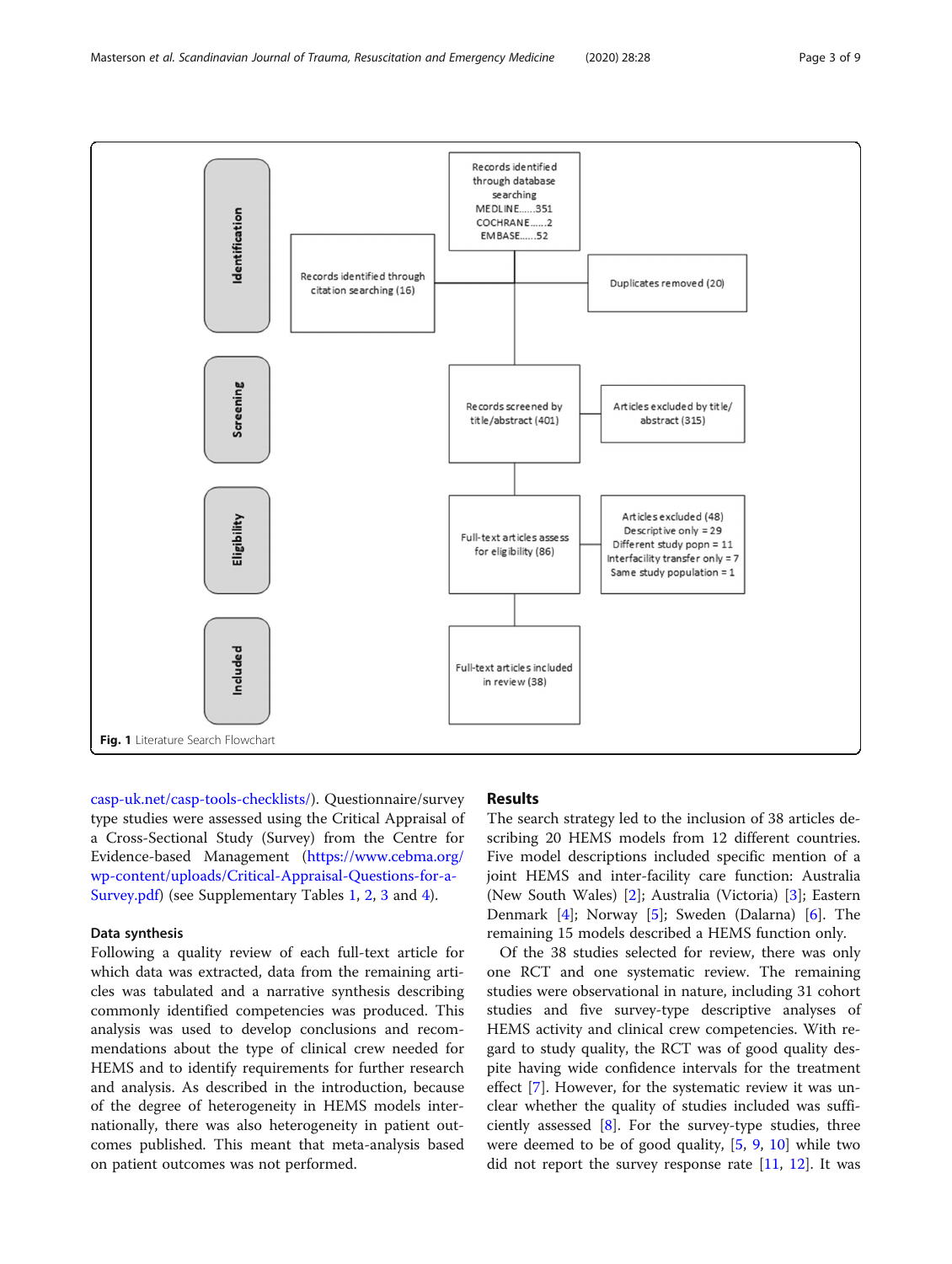Identification

Records identified through database searching
MEDLINE......351
COCHRANE......2
EMBASE......52

Records identified through citation searching (16)

Duplicates removed (20)

Screening

Records screened by title/abstract (401)

Articles excluded by title/abstract (315)

Eligibility

Full-text articles assess for eligibility (86)

Articles excluded (48)
Descriptive only = 29
Different study popn = 11
Interfacility transfer only = 7
Same study population = 1

Included

Full-text articles included in review (38)

**Fig. 1** Literature Search Flowchart

casp-uk.net/casp-tools-checklists/). Questionnaire/survey type studies were assessed using the Critical Appraisal of a Cross-Sectional Study (Survey) from the Centre for Evidence-based Management (https://www.cebma.org/wp-content/uploads/Critical-Appraisal-Questions-for-a-Survey.pdf) (see Supplementary Tables 1, 2, 3 and 4).

### Data synthesis

Following a quality review of each full-text article for which data was extracted, data from the remaining articles was tabulated and a narrative synthesis describing commonly identified competencies was produced. This analysis was used to develop conclusions and recommendations about the type of clinical crew needed for HEMS and to identify requirements for further research and analysis. As described in the introduction, because of the degree of heterogeneity in HEMS models internationally, there was also heterogeneity in patient outcomes published. This meant that meta-analysis based on patient outcomes was not performed.

## Results

The search strategy led to the inclusion of 38 articles describing 20 HEMS models from 12 different countries. Five model descriptions included specific mention of a joint HEMS and inter-facility care function: Australia (New South Wales) [2]; Australia (Victoria) [3]; Eastern Denmark [4]; Norway [5]; Sweden (Dalarna) [6]. The remaining 15 models described a HEMS function only.

Of the 38 studies selected for review, there was only one RCT and one systematic review. The remaining studies were observational in nature, including 31 cohort studies and five survey-type descriptive analyses of HEMS activity and clinical crew competencies. With regard to study quality, the RCT was of good quality despite having wide confidence intervals for the treatment effect [7]. However, for the systematic review it was unclear whether the quality of studies included was sufficiently assessed [8]. For the survey-type studies, three were deemed to be of good quality, [5, 9, 10] while two did not report the survey response rate [11, 12]. It was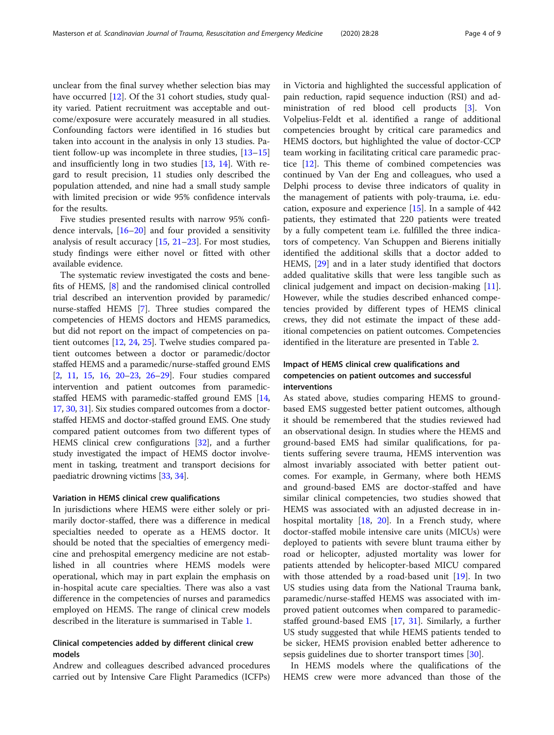unclear from the final survey whether selection bias may have occurred [12]. Of the 31 cohort studies, study quality varied. Patient recruitment was acceptable and outcome/exposure were accurately measured in all studies. Confounding factors were identified in 16 studies but taken into account in the analysis in only 13 studies. Patient follow-up was incomplete in three studies, [13–15] and insufficiently long in two studies [13, 14]. With regard to result precision, 11 studies only described the population attended, and nine had a small study sample with limited precision or wide 95% confidence intervals for the results.

Five studies presented results with narrow 95% confidence intervals, [16–20] and four provided a sensitivity analysis of result accuracy [15, 21–23]. For most studies, study findings were either novel or fitted with other available evidence.

The systematic review investigated the costs and benefits of HEMS, [8] and the randomised clinical controlled trial described an intervention provided by paramedic/nurse-staffed HEMS [7]. Three studies compared the competencies of HEMS doctors and HEMS paramedics, but did not report on the impact of competencies on patient outcomes [12, 24, 25]. Twelve studies compared patient outcomes between a doctor or paramedic/doctor staffed HEMS and a paramedic/nurse-staffed ground EMS [2, 11, 15, 16, 20–23, 26–29]. Four studies compared intervention and patient outcomes from paramedic-staffed HEMS with paramedic-staffed ground EMS [14, 17, 30, 31]. Six studies compared outcomes from a doctor-staffed HEMS and doctor-staffed ground EMS. One study compared patient outcomes from two different types of HEMS clinical crew configurations [32], and a further study investigated the impact of HEMS doctor involvement in tasking, treatment and transport decisions for paediatric drowning victims [33, 34].

### Variation in HEMS clinical crew qualifications

In jurisdictions where HEMS were either solely or primarily doctor-staffed, there was a difference in medical specialties needed to operate as a HEMS doctor. It should be noted that the specialties of emergency medicine and prehospital emergency medicine are not established in all countries where HEMS models were operational, which may in part explain the emphasis on in-hospital acute care specialties. There was also a vast difference in the competencies of nurses and paramedics employed on HEMS. The range of clinical crew models described in the literature is summarised in Table 1.

### Clinical competencies added by different clinical crew models

Andrew and colleagues described advanced procedures carried out by Intensive Care Flight Paramedics (ICFPs) in Victoria and highlighted the successful application of pain reduction, rapid sequence induction (RSI) and administration of red blood cell products [3]. Von Volpelius-Feldt et al. identified a range of additional competencies brought by critical care paramedics and HEMS doctors, but highlighted the value of doctor-CCP team working in facilitating critical care paramedic practice [12]. This theme of combined competencies was continued by Van der Eng and colleagues, who used a Delphi process to devise three indicators of quality in the management of patients with poly-trauma, i.e. education, exposure and experience [15]. In a sample of 442 patients, they estimated that 220 patients were treated by a fully competent team i.e. fulfilled the three indicators of competency. Van Schuppen and Bierens initially identified the additional skills that a doctor added to HEMS, [29] and in a later study identified that doctors added qualitative skills that were less tangible such as clinical judgement and impact on decision-making [11]. However, while the studies described enhanced competencies provided by different types of HEMS clinical crews, they did not estimate the impact of these additional competencies on patient outcomes. Competencies identified in the literature are presented in Table 2.

### Impact of HEMS clinical crew qualifications and competencies on patient outcomes and successful interventions

As stated above, studies comparing HEMS to ground-based EMS suggested better patient outcomes, although it should be remembered that the studies reviewed had an observational design. In studies where the HEMS and ground-based EMS had similar qualifications, for patients suffering severe trauma, HEMS intervention was almost invariably associated with better patient outcomes. For example, in Germany, where both HEMS and ground-based EMS are doctor-staffed and have similar clinical competencies, two studies showed that HEMS was associated with an adjusted decrease in in-hospital mortality [18, 20]. In a French study, where doctor-staffed mobile intensive care units (MICUs) were deployed to patients with severe blunt trauma either by road or helicopter, adjusted mortality was lower for patients attended by helicopter-based MICU compared with those attended by a road-based unit [19]. In two US studies using data from the National Trauma bank, paramedic/nurse-staffed HEMS was associated with improved patient outcomes when compared to paramedic-staffed ground-based EMS [17, 31]. Similarly, a further US study suggested that while HEMS patients tended to be sicker, HEMS provision enabled better adherence to sepsis guidelines due to shorter transport times [30].

In HEMS models where the qualifications of the HEMS crew were more advanced than those of the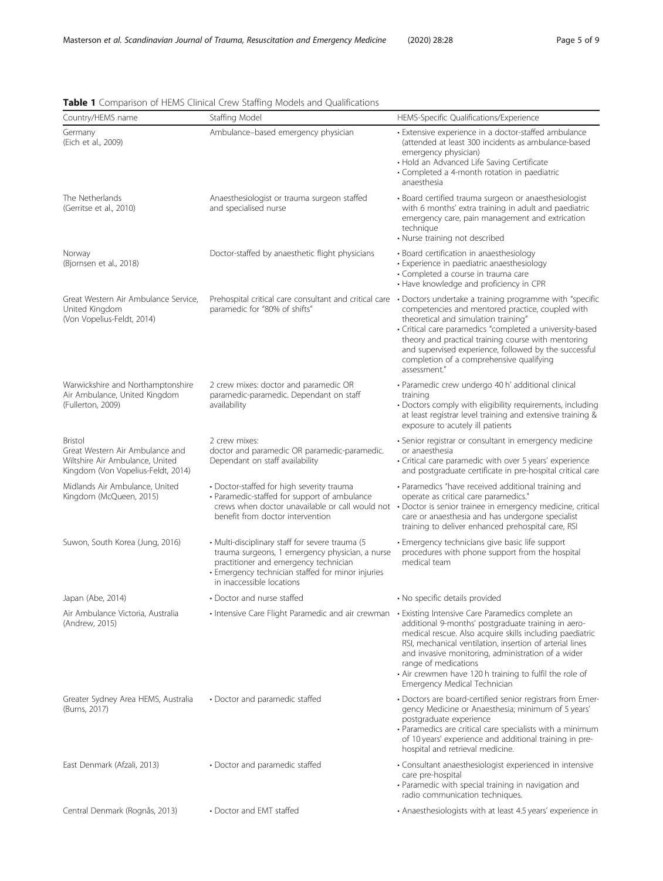**Table 1** Comparison of HEMS Clinical Crew Staffing Models and Qualifications

| Country/HEMS name | Staffing Model | HEMS-Specific Qualifications/Experience |
|---|---|---|
| Germany (Eich et al., 2009) | Ambulance–based emergency physician | • Extensive experience in a doctor-staffed ambulance (attended at least 300 incidents as ambulance-based emergency physician)<br>• Hold an Advanced Life Saving Certificate<br>• Completed a 4-month rotation in paediatric anaesthesia |
| The Netherlands (Gerritse et al., 2010) | Anaesthesiologist or trauma surgeon staffed and specialised nurse | • Board certified trauma surgeon or anaesthesiologist with 6 months' extra training in adult and paediatric emergency care, pain management and extrication technique<br>• Nurse training not described |
| Norway (Bjornsen et al., 2018) | Doctor-staffed by anaesthetic flight physicians | • Board certification in anaesthesiology<br>• Experience in paediatric anaesthesiology<br>• Completed a course in trauma care<br>• Have knowledge and proficiency in CPR |
| Great Western Air Ambulance Service, United Kingdom (Von Vopelius-Feldt, 2014) | Prehospital critical care consultant and critical care paramedic for "80% of shifts" | • Doctors undertake a training programme with "specific competencies and mentored practice, coupled with theoretical and simulation training"<br>• Critical care paramedics "completed a university-based theory and practical training course with mentoring and supervised experience, followed by the successful completion of a comprehensive qualifying assessment." |
| Warwickshire and Northamptonshire Air Ambulance, United Kingdom (Fullerton, 2009) | 2 crew mixes: doctor and paramedic OR paramedic-paramedic. Dependant on staff availability | • Paramedic crew undergo 40 h' additional clinical training<br>• Doctors comply with eligibility requirements, including at least registrar level training and extensive training & exposure to acutely ill patients |
| Bristol Great Western Air Ambulance and Wiltshire Air Ambulance, United Kingdom (Von Vopelius-Feldt, 2014) | 2 crew mixes: doctor and paramedic OR paramedic-paramedic. Dependant on staff availability | • Senior registrar or consultant in emergency medicine or anaesthesia<br>• Critical care paramedic with over 5 years' experience and postgraduate certificate in pre-hospital critical care |
| Midlands Air Ambulance, United Kingdom (McQueen, 2015) | • Doctor-staffed for high severity trauma<br>• Paramedic-staffed for support of ambulance crews when doctor unavailable or call would not benefit from doctor intervention | • Paramedics "have received additional training and operate as critical care paramedics."<br>• Doctor is senior trainee in emergency medicine, critical care or anaesthesia and has undergone specialist training to deliver enhanced prehospital care, RSI |
| Suwon, South Korea (Jung, 2016) | • Multi-disciplinary staff for severe trauma (5 trauma surgeons, 1 emergency physician, a nurse practitioner and emergency technician<br>• Emergency technician staffed for minor injuries in inaccessible locations | • Emergency technicians give basic life support procedures with phone support from the hospital medical team |
| Japan (Abe, 2014) | • Doctor and nurse staffed | • No specific details provided |
| Air Ambulance Victoria, Australia (Andrew, 2015) | • Intensive Care Flight Paramedic and air crewman | • Existing Intensive Care Paramedics complete an additional 9-months' postgraduate training in aero-medical rescue. Also acquire skills including paediatric RSI, mechanical ventilation, insertion of arterial lines and invasive monitoring, administration of a wider range of medications<br>• Air crewmen have 120 h training to fulfil the role of Emergency Medical Technician |
| Greater Sydney Area HEMS, Australia (Burns, 2017) | • Doctor and paramedic staffed | • Doctors are board-certified senior registrars from Emergency Medicine or Anaesthesia; minimum of 5 years' postgraduate experience<br>• Paramedics are critical care specialists with a minimum of 10 years' experience and additional training in pre-hospital and retrieval medicine. |
| East Denmark (Afzali, 2013) | • Doctor and paramedic staffed | • Consultant anaesthesiologist experienced in intensive care pre-hospital<br>• Paramedic with special training in navigation and radio communication techniques. |
| Central Denmark (Rognås, 2013) | • Doctor and EMT staffed | • Anaesthesiologists with at least 4.5 years' experience in |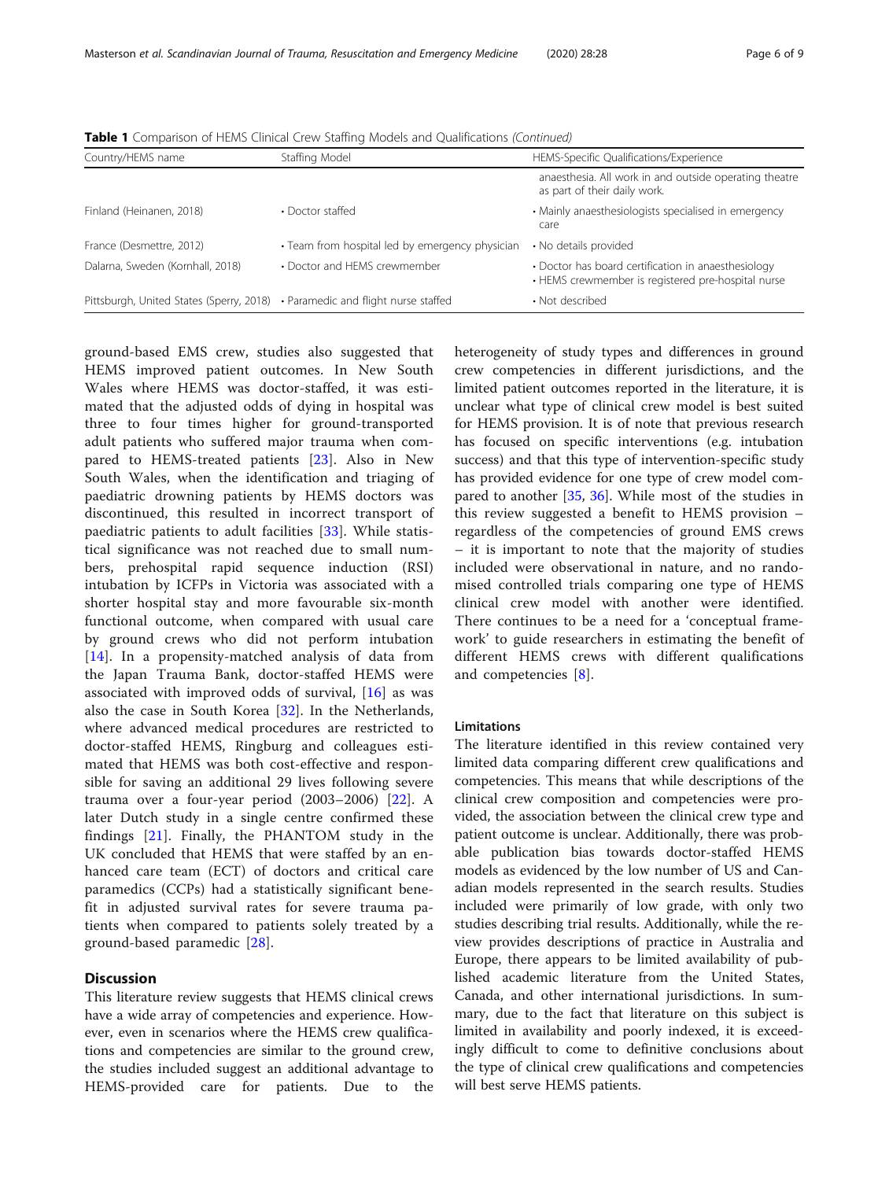**Table 1** Comparison of HEMS Clinical Crew Staffing Models and Qualifications *(Continued)*

| Country/HEMS name | Staffing Model | HEMS-Specific Qualifications/Experience |
|---|---|---|
| | | anaesthesia. All work in and outside operating theatre as part of their daily work. |
| Finland (Heinanen, 2018) | • Doctor staffed | • Mainly anaesthesiologists specialised in emergency care |
| France (Desmettre, 2012) | • Team from hospital led by emergency physician | • No details provided |
| Dalarna, Sweden (Kornhall, 2018) | • Doctor and HEMS crewmember | • Doctor has board certification in anaesthesiology<br>• HEMS crewmember is registered pre-hospital nurse |
| Pittsburgh, United States (Sperry, 2018) | • Paramedic and flight nurse staffed | • Not described |

ground-based EMS crew, studies also suggested that HEMS improved patient outcomes. In New South Wales where HEMS was doctor-staffed, it was estimated that the adjusted odds of dying in hospital was three to four times higher for ground-transported adult patients who suffered major trauma when compared to HEMS-treated patients [23]. Also in New South Wales, when the identification and triaging of paediatric drowning patients by HEMS doctors was discontinued, this resulted in incorrect transport of paediatric patients to adult facilities [33]. While statistical significance was not reached due to small numbers, prehospital rapid sequence induction (RSI) intubation by ICFPs in Victoria was associated with a shorter hospital stay and more favourable six-month functional outcome, when compared with usual care by ground crews who did not perform intubation [14]. In a propensity-matched analysis of data from the Japan Trauma Bank, doctor-staffed HEMS were associated with improved odds of survival, [16] as was also the case in South Korea [32]. In the Netherlands, where advanced medical procedures are restricted to doctor-staffed HEMS, Ringburg and colleagues estimated that HEMS was both cost-effective and responsible for saving an additional 29 lives following severe trauma over a four-year period (2003–2006) [22]. A later Dutch study in a single centre confirmed these findings [21]. Finally, the PHANTOM study in the UK concluded that HEMS that were staffed by an enhanced care team (ECT) of doctors and critical care paramedics (CCPs) had a statistically significant benefit in adjusted survival rates for severe trauma patients when compared to patients solely treated by a ground-based paramedic [28].

## Discussion

This literature review suggests that HEMS clinical crews have a wide array of competencies and experience. However, even in scenarios where the HEMS crew qualifications and competencies are similar to the ground crew, the studies included suggest an additional advantage to HEMS-provided care for patients. Due to the heterogeneity of study types and differences in ground crew competencies in different jurisdictions, and the limited patient outcomes reported in the literature, it is unclear what type of clinical crew model is best suited for HEMS provision. It is of note that previous research has focused on specific interventions (e.g. intubation success) and that this type of intervention-specific study has provided evidence for one type of crew model compared to another [35, 36]. While most of the studies in this review suggested a benefit to HEMS provision – regardless of the competencies of ground EMS crews – it is important to note that the majority of studies included were observational in nature, and no randomised controlled trials comparing one type of HEMS clinical crew model with another were identified. There continues to be a need for a 'conceptual framework' to guide researchers in estimating the benefit of different HEMS crews with different qualifications and competencies [8].

### Limitations

The literature identified in this review contained very limited data comparing different crew qualifications and competencies. This means that while descriptions of the clinical crew composition and competencies were provided, the association between the clinical crew type and patient outcome is unclear. Additionally, there was probable publication bias towards doctor-staffed HEMS models as evidenced by the low number of US and Canadian models represented in the search results. Studies included were primarily of low grade, with only two studies describing trial results. Additionally, while the review provides descriptions of practice in Australia and Europe, there appears to be limited availability of published academic literature from the United States, Canada, and other international jurisdictions. In summary, due to the fact that literature on this subject is limited in availability and poorly indexed, it is exceedingly difficult to come to definitive conclusions about the type of clinical crew qualifications and competencies will best serve HEMS patients.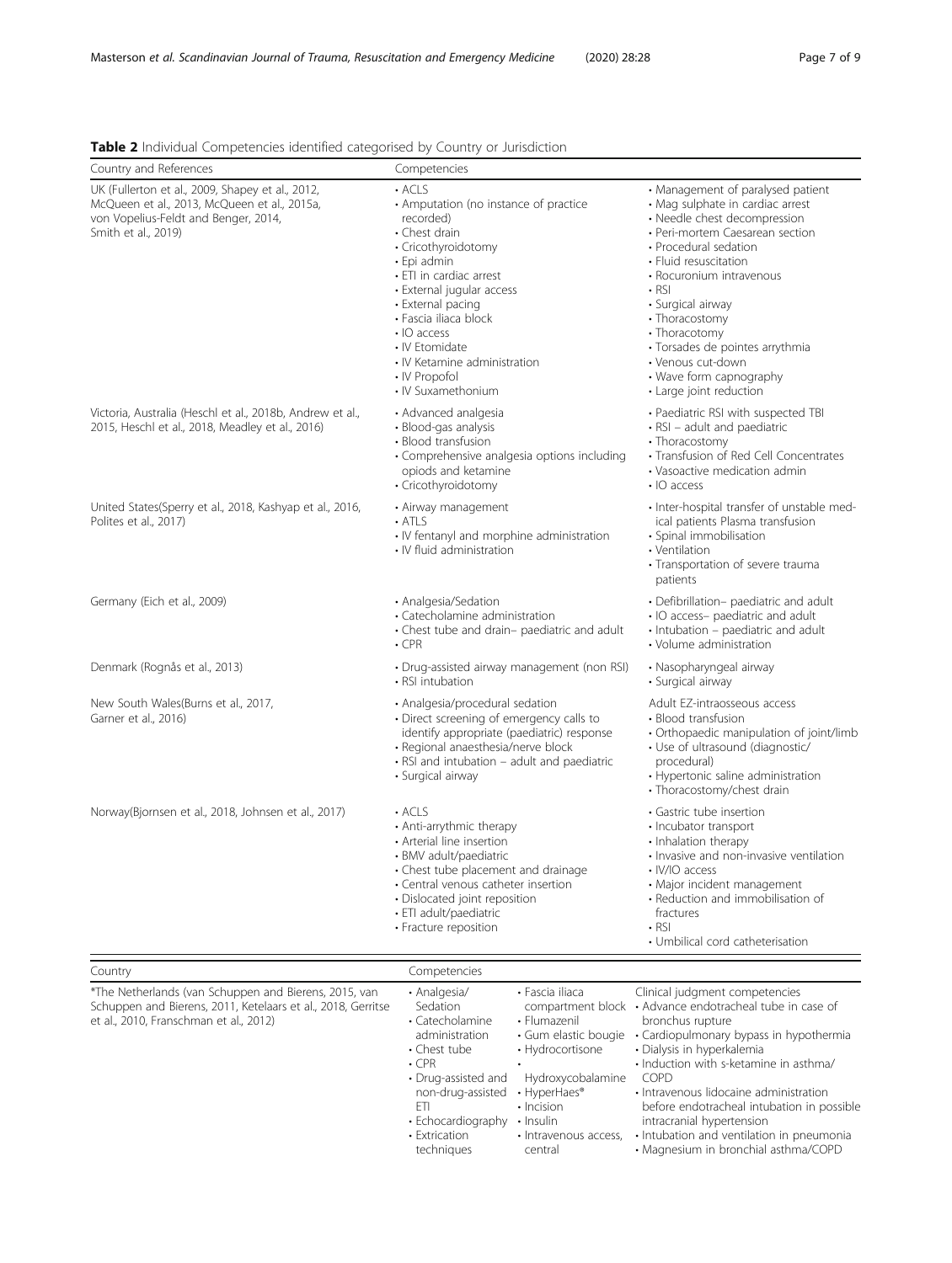**Table 2** Individual Competencies identified categorised by Country or Jurisdiction

| Country and References | Competencies | |
|---|---|---|
| UK (Fullerton et al., 2009, Shapey et al., 2012, McQueen et al., 2013, McQueen et al., 2015a, von Vopelius-Feldt and Benger, 2014, Smith et al., 2019) | • ACLS<br>• Amputation (no instance of practice recorded)<br>• Chest drain<br>• Cricothyroidotomy<br>• Epi admin<br>• ETI in cardiac arrest<br>• External jugular access<br>• External pacing<br>• Fascia iliaca block<br>• IO access<br>• IV Etomidate<br>• IV Ketamine administration<br>• IV Propofol<br>• IV Suxamethonium | • Management of paralysed patient<br>• Mag sulphate in cardiac arrest<br>• Needle chest decompression<br>• Peri-mortem Caesarean section<br>• Procedural sedation<br>• Fluid resuscitation<br>• Rocuronium intravenous<br>• RSI<br>• Surgical airway<br>• Thoracostomy<br>• Thoracotomy<br>• Torsades de pointes arrythmia<br>• Venous cut-down<br>• Wave form capnography<br>• Large joint reduction |
| Victoria, Australia (Heschl et al., 2018b, Andrew et al., 2015, Heschl et al., 2018, Meadley et al., 2016) | • Advanced analgesia<br>• Blood-gas analysis<br>• Blood transfusion<br>• Comprehensive analgesia options including opiods and ketamine<br>• Cricothyroidotomy | • Paediatric RSI with suspected TBI<br>• RSI – adult and paediatric<br>• Thoracostomy<br>• Transfusion of Red Cell Concentrates<br>• Vasoactive medication admin<br>• IO access |
| United States(Sperry et al., 2018, Kashyap et al., 2016, Polites et al., 2017) | • Airway management<br>• ATLS<br>• IV fentanyl and morphine administration<br>• IV fluid administration | • Inter-hospital transfer of unstable medical patients Plasma transfusion<br>• Spinal immobilisation<br>• Ventilation<br>• Transportation of severe trauma patients |
| Germany (Eich et al., 2009) | • Analgesia/Sedation<br>• Catecholamine administration<br>• Chest tube and drain– paediatric and adult<br>• CPR | • Defibrillation– paediatric and adult<br>• IO access– paediatric and adult<br>• Intubation – paediatric and adult<br>• Volume administration |
| Denmark (Rognås et al., 2013) | • Drug-assisted airway management (non RSI)<br>• RSI intubation | • Nasopharyngeal airway<br>• Surgical airway |
| New South Wales(Burns et al., 2017, Garner et al., 2016) | • Analgesia/procedural sedation<br>• Direct screening of emergency calls to identify appropriate (paediatric) response<br>• Regional anaesthesia/nerve block<br>• RSI and intubation – adult and paediatric<br>• Surgical airway | Adult EZ-intraosseous access<br>• Blood transfusion<br>• Orthopaedic manipulation of joint/limb<br>• Use of ultrasound (diagnostic/procedural)<br>• Hypertonic saline administration<br>• Thoracostomy/chest drain |
| Norway(Bjornsen et al., 2018, Johnsen et al., 2017) | • ACLS<br>• Anti-arrythmic therapy<br>• Arterial line insertion<br>• BMV adult/paediatric<br>• Chest tube placement and drainage<br>• Central venous catheter insertion<br>• Dislocated joint reposition<br>• ETI adult/paediatric<br>• Fracture reposition | • Gastric tube insertion<br>• Incubator transport<br>• Inhalation therapy<br>• Invasive and non-invasive ventilation<br>• IV/IO access<br>• Major incident management<br>• Reduction and immobilisation of fractures<br>• RSI<br>• Umbilical cord catheterisation |

| Country | Competencies | | |
|---|---|---|---|
| *The Netherlands (van Schuppen and Bierens, 2015, van Schuppen and Bierens, 2011, Ketelaars et al., 2018, Gerritse et al., 2010, Franschman et al., 2012) | • Analgesia/Sedation<br>• Catecholamine administration<br>• Chest tube<br>• CPR<br>• Drug-assisted and non-drug-assisted ETI<br>• Echocardiography<br>• Extrication techniques | • Fascia iliaca compartment block<br>• Flumazenil<br>• Gum elastic bougie<br>• Hydrocortisone<br>• Hydroxycobalamine<br>• HyperHaes®<br>• Incision<br>• Insulin<br>• Intravenous access, central | Clinical judgment competencies<br>• Advance endotracheal tube in case of bronchus rupture<br>• Cardiopulmonary bypass in hypothermia<br>• Dialysis in hyperkalemia<br>• Induction with s-ketamine in asthma/COPD<br>• Intravenous lidocaine administration before endotracheal intubation in possible intracranial hypertension<br>• Intubation and ventilation in pneumonia<br>• Magnesium in bronchial asthma/COPD |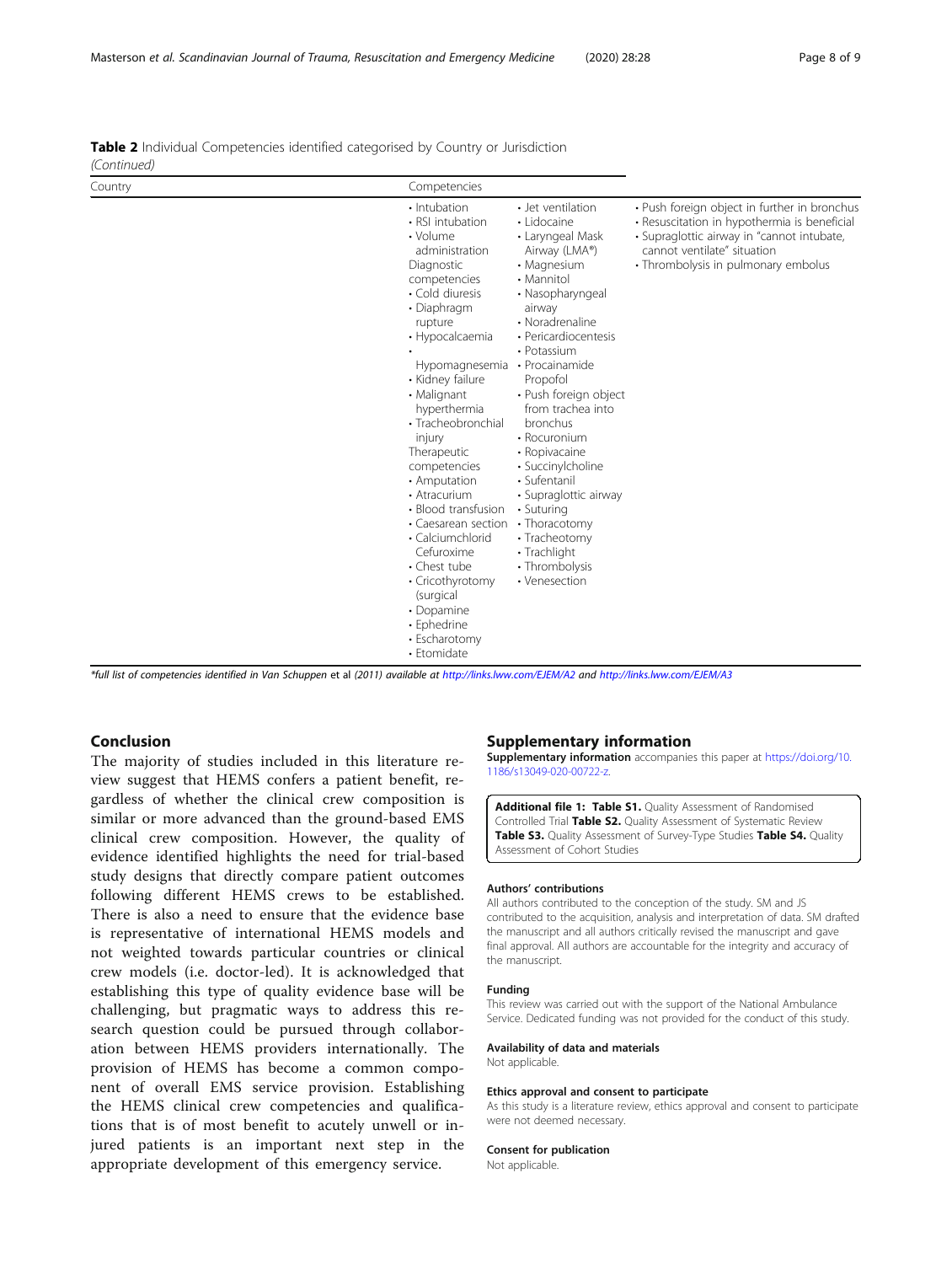**Table 2** Individual Competencies identified categorised by Country or Jurisdiction *(Continued)*

| Country | Competencies | | |
|---|---|---|---|
| | • Intubation<br>• RSI intubation<br>• Volume administration<br>Diagnostic competencies<br>• Cold diuresis<br>• Diaphragm rupture<br>• Hypocalcaemia<br>• Hypomagnesemia<br>• Kidney failure<br>• Malignant hyperthermia<br>• Tracheobronchial injury<br>Therapeutic competencies<br>• Amputation<br>• Atracurium<br>• Blood transfusion<br>• Caesarean section<br>• Calciumchlorid Cefuroxime<br>• Chest tube<br>• Cricothyrotomy (surgical<br>• Dopamine<br>• Ephedrine<br>• Escharotomy<br>• Etomidate | • Jet ventilation<br>• Lidocaine<br>• Laryngeal Mask Airway (LMA®)<br>• Magnesium<br>• Mannitol<br>• Nasopharyngeal airway<br>• Noradrenaline<br>• Pericardiocentesis<br>• Potassium<br>• Procainamide Propofol<br>• Push foreign object from trachea into bronchus<br>• Rocuronium<br>• Ropivacaine<br>• Succinylcholine<br>• Sufentanil<br>• Supraglottic airway<br>• Suturing<br>• Thoracotomy<br>• Tracheotomy<br>• Trachlight<br>• Thrombolysis<br>• Venesection | • Push foreign object in further in bronchus<br>• Resuscitation in hypothermia is beneficial<br>• Supraglottic airway in "cannot intubate, cannot ventilate" situation<br>• Thrombolysis in pulmonary embolus |

*\*full list of competencies identified in Van Schuppen et al (2011) available at http://links.lww.com/EJEM/A2 and http://links.lww.com/EJEM/A3*

## Conclusion

The majority of studies included in this literature review suggest that HEMS confers a patient benefit, regardless of whether the clinical crew composition is similar or more advanced than the ground-based EMS clinical crew composition. However, the quality of evidence identified highlights the need for trial-based study designs that directly compare patient outcomes following different HEMS crews to be established. There is also a need to ensure that the evidence base is representative of international HEMS models and not weighted towards particular countries or clinical crew models (i.e. doctor-led). It is acknowledged that establishing this type of quality evidence base will be challenging, but pragmatic ways to address this research question could be pursued through collaboration between HEMS providers internationally. The provision of HEMS has become a common component of overall EMS service provision. Establishing the HEMS clinical crew competencies and qualifications that is of most benefit to acutely unwell or injured patients is an important next step in the appropriate development of this emergency service.

## Supplementary information

**Supplementary information** accompanies this paper at https://doi.org/10.1186/s13049-020-00722-z.

**Additional file 1: Table S1.** Quality Assessment of Randomised Controlled Trial **Table S2.** Quality Assessment of Systematic Review **Table S3.** Quality Assessment of Survey-Type Studies **Table S4.** Quality Assessment of Cohort Studies

#### Authors' contributions

All authors contributed to the conception of the study. SM and JS contributed to the acquisition, analysis and interpretation of data. SM drafted the manuscript and all authors critically revised the manuscript and gave final approval. All authors are accountable for the integrity and accuracy of the manuscript.

#### Funding

This review was carried out with the support of the National Ambulance Service. Dedicated funding was not provided for the conduct of this study.

#### Availability of data and materials

Not applicable.

#### Ethics approval and consent to participate

As this study is a literature review, ethics approval and consent to participate were not deemed necessary.

#### Consent for publication

Not applicable.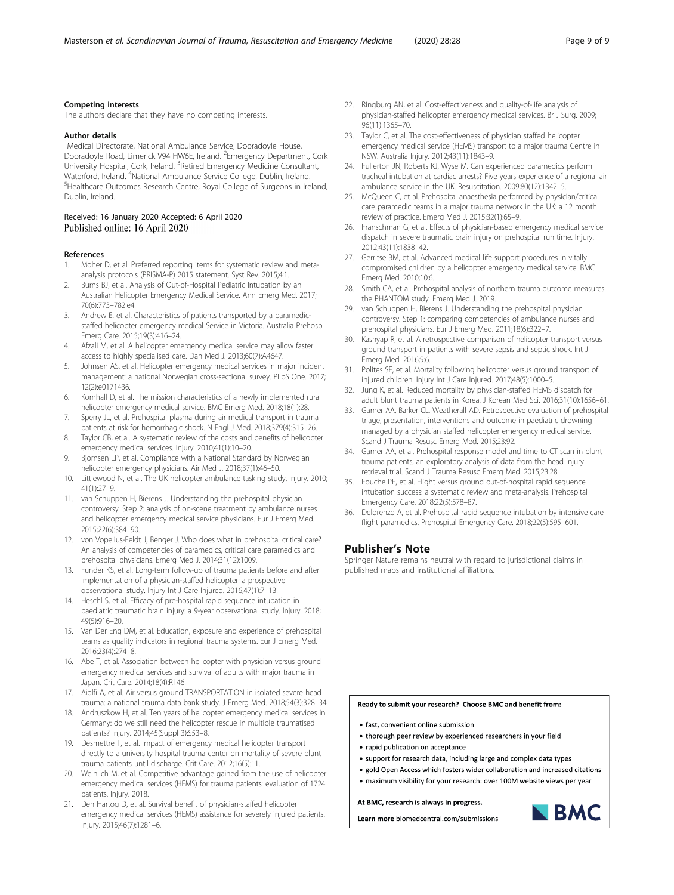### Competing interests

The authors declare that they have no competing interests.

### Author details

[1]Medical Directorate, National Ambulance Service, Dooradoyle House, Dooradoyle Road, Limerick V94 HW6E, Ireland. [2]Emergency Department, Cork University Hospital, Cork, Ireland. [3]Retired Emergency Medicine Consultant, Waterford, Ireland. [4]National Ambulance Service College, Dublin, Ireland. [5]Healthcare Outcomes Research Centre, Royal College of Surgeons in Ireland, Dublin, Ireland.

Received: 16 January 2020 Accepted: 6 April 2020
Published online: 16 April 2020

### References

1. Moher D, et al. Preferred reporting items for systematic review and meta-analysis protocols (PRISMA-P) 2015 statement. Syst Rev. 2015;4:1.
2. Burns BJ, et al. Analysis of Out-of-Hospital Pediatric Intubation by an Australian Helicopter Emergency Medical Service. Ann Emerg Med. 2017; 70(6):773–782.e4.
3. Andrew E, et al. Characteristics of patients transported by a paramedic-staffed helicopter emergency medical Service in Victoria. Australia Prehosp Emerg Care. 2015;19(3):416–24.
4. Afzali M, et al. A helicopter emergency medical service may allow faster access to highly specialised care. Dan Med J. 2013;60(7):A4647.
5. Johnsen AS, et al. Helicopter emergency medical services in major incident management: a national Norwegian cross-sectional survey. PLoS One. 2017; 12(2):e0171436.
6. Kornhall D, et al. The mission characteristics of a newly implemented rural helicopter emergency medical service. BMC Emerg Med. 2018;18(1):28.
7. Sperry JL, et al. Prehospital plasma during air medical transport in trauma patients at risk for hemorrhagic shock. N Engl J Med. 2018;379(4):315–26.
8. Taylor CB, et al. A systematic review of the costs and benefits of helicopter emergency medical services. Injury. 2010;41(1):10–20.
9. Bjornsen LP, et al. Compliance with a National Standard by Norwegian helicopter emergency physicians. Air Med J. 2018;37(1):46–50.
10. Littlewood N, et al. The UK helicopter ambulance tasking study. Injury. 2010; 41(1):27–9.
11. van Schuppen H, Bierens J. Understanding the prehospital physician controversy. Step 2: analysis of on-scene treatment by ambulance nurses and helicopter emergency medical service physicians. Eur J Emerg Med. 2015;22(6):384–90.
12. von Vopelius-Feldt J, Benger J. Who does what in prehospital critical care? An analysis of competencies of paramedics, critical care paramedics and prehospital physicians. Emerg Med J. 2014;31(12):1009.
13. Funder KS, et al. Long-term follow-up of trauma patients before and after implementation of a physician-staffed helicopter: a prospective observational study. Injury Int J Care Injured. 2016;47(1):7–13.
14. Heschl S, et al. Efficacy of pre-hospital rapid sequence intubation in paediatric traumatic brain injury: a 9-year observational study. Injury. 2018; 49(5):916–20.
15. Van Der Eng DM, et al. Education, exposure and experience of prehospital teams as quality indicators in regional trauma systems. Eur J Emerg Med. 2016;23(4):274–8.
16. Abe T, et al. Association between helicopter with physician versus ground emergency medical services and survival of adults with major trauma in Japan. Crit Care. 2014;18(4):R146.
17. Aiolfi A, et al. Air versus ground TRANSPORTATION in isolated severe head trauma: a national trauma data bank study. J Emerg Med. 2018;54(3):328–34.
18. Andruszkow H, et al. Ten years of helicopter emergency medical services in Germany: do we still need the helicopter rescue in multiple traumatised patients? Injury. 2014;45(Suppl 3):S53–8.
19. Desmettre T, et al. Impact of emergency medical helicopter transport directly to a university hospital trauma center on mortality of severe blunt trauma patients until discharge. Crit Care. 2012;16(5):11.
20. Weinlich M, et al. Competitive advantage gained from the use of helicopter emergency medical services (HEMS) for trauma patients: evaluation of 1724 patients. Injury. 2018.
21. Den Hartog D, et al. Survival benefit of physician-staffed helicopter emergency medical services (HEMS) assistance for severely injured patients. Injury. 2015;46(7):1281–6.
22. Ringburg AN, et al. Cost-effectiveness and quality-of-life analysis of physician-staffed helicopter emergency medical services. Br J Surg. 2009; 96(11):1365–70.
23. Taylor C, et al. The cost-effectiveness of physician staffed helicopter emergency medical service (HEMS) transport to a major trauma Centre in NSW. Australia Injury. 2012;43(11):1843–9.
24. Fullerton JN, Roberts KJ, Wyse M. Can experienced paramedics perform tracheal intubation at cardiac arrests? Five years experience of a regional air ambulance service in the UK. Resuscitation. 2009;80(12):1342–5.
25. McQueen C, et al. Prehospital anaesthesia performed by physician/critical care paramedic teams in a major trauma network in the UK: a 12 month review of practice. Emerg Med J. 2015;32(1):65–9.
26. Franschman G, et al. Effects of physician-based emergency medical service dispatch in severe traumatic brain injury on prehospital run time. Injury. 2012;43(11):1838–42.
27. Gerritse BM, et al. Advanced medical life support procedures in vitally compromised children by a helicopter emergency medical service. BMC Emerg Med. 2010;10:6.
28. Smith CA, et al. Prehospital analysis of northern trauma outcome measures: the PHANTOM study. Emerg Med J. 2019.
29. van Schuppen H, Bierens J. Understanding the prehospital physician controversy. Step 1: comparing competencies of ambulance nurses and prehospital physicians. Eur J Emerg Med. 2011;18(6):322–7.
30. Kashyap R, et al. A retrospective comparison of helicopter transport versus ground transport in patients with severe sepsis and septic shock. Int J Emerg Med. 2016;9:6.
31. Polites SF, et al. Mortality following helicopter versus ground transport of injured children. Injury Int J Care Injured. 2017;48(5):1000–5.
32. Jung K, et al. Reduced mortality by physician-staffed HEMS dispatch for adult blunt trauma patients in Korea. J Korean Med Sci. 2016;31(10):1656–61.
33. Garner AA, Barker CL, Weatherall AD. Retrospective evaluation of prehospital triage, presentation, interventions and outcome in paediatric drowning managed by a physician staffed helicopter emergency medical service. Scand J Trauma Resusc Emerg Med. 2015;23:92.
34. Garner AA, et al. Prehospital response model and time to CT scan in blunt trauma patients; an exploratory analysis of data from the head injury retrieval trial. Scand J Trauma Resusc Emerg Med. 2015;23:28.
35. Fouche PF, et al. Flight versus ground out-of-hospital rapid sequence intubation success: a systematic review and meta-analysis. Prehospital Emergency Care. 2018;22(5):578–87.
36. Delorenzo A, et al. Prehospital rapid sequence intubation by intensive care flight paramedics. Prehospital Emergency Care. 2018;22(5):595–601.

## Publisher's Note

Springer Nature remains neutral with regard to jurisdictional claims in published maps and institutional affiliations.

**Ready to submit your research? Choose BMC and benefit from:**

- fast, convenient online submission
- thorough peer review by experienced researchers in your field
- rapid publication on acceptance
- support for research data, including large and complex data types
- gold Open Access which fosters wider collaboration and increased citations
- maximum visibility for your research: over 100M website views per year

**At BMC, research is always in progress.**

**Learn more** biomedcentral.com/submissions

BMC